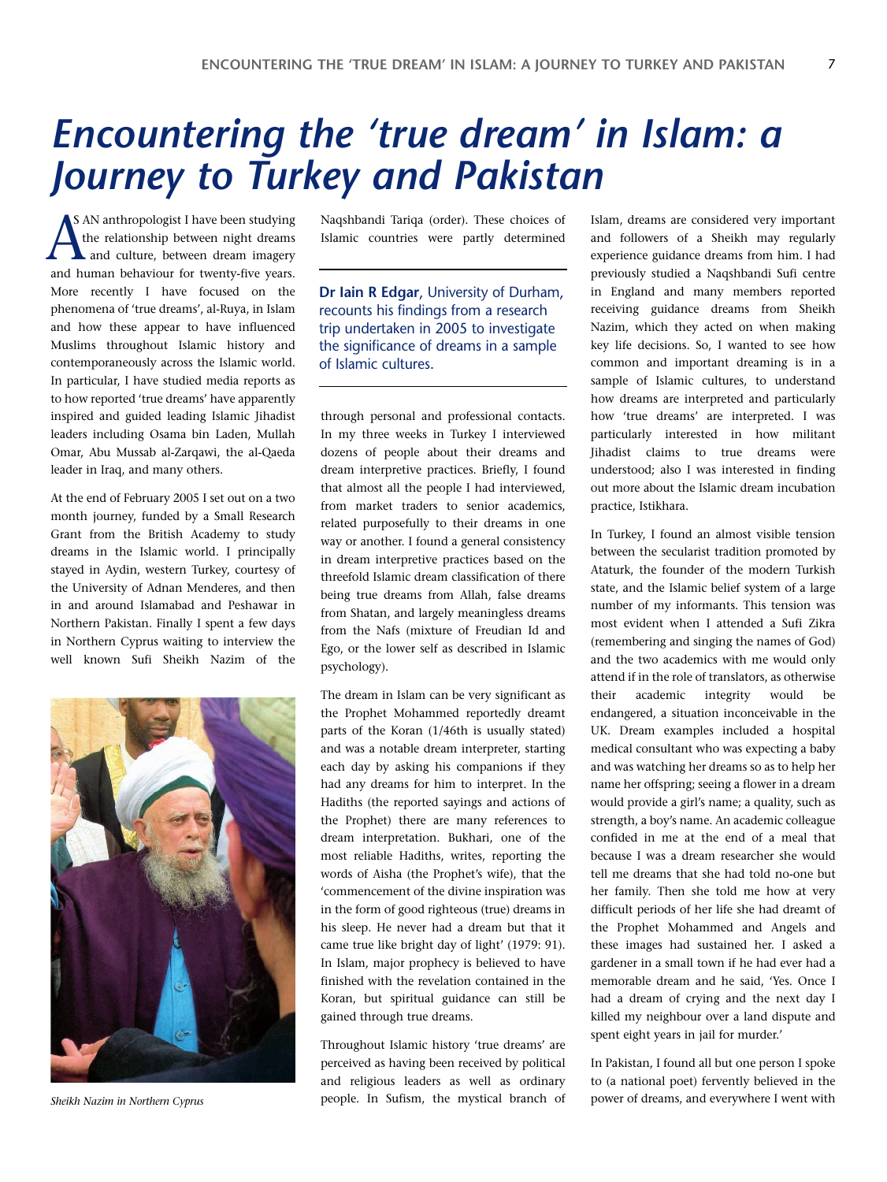# Encountering the 'true dream' in Islam: a Journey to Turkey and Pakistan

**Dr Iain R Edgar,** University of Durham, recounts his findings from a research trip undertaken in 2005 to investigate the significance of dreams in a sample of Islamic cultures.

AS AN anthropologist I have been studying the relationship between night dreams and culture, between dream imagery and human behaviour for twenty-five years. More recently I have focused on the phenomena of 'true dreams', al-Ruya, in Islam and how these appear to have influenced Muslims throughout Islamic history and contemporaneously across the Islamic world. In particular, I have studied media reports as to how reported 'true dreams' have apparently inspired and guided leading Islamic Jihadist leaders including Osama bin Laden, Mullah Omar, Abu Mussab al-Zarqawi, the al-Qaeda leader in Iraq, and many others.

At the end of February 2005 I set out on a two month journey, funded by a Small Research Grant from the British Academy to study dreams in the Islamic world. I principally stayed in Aydin, western Turkey, courtesy of the University of Adnan Menderes, and then in and around Islamabad and Peshawar in Northern Pakistan. Finally I spent a few days in Northern Cyprus waiting to interview the well known Sufi Sheikh Nazim of the Naqshbandi Tariqa (order). These choices of Islamic countries were partly determined through personal and professional contacts. In my three weeks in Turkey I interviewed dozens of people about their dreams and dream interpretive practices. Briefly, I found that almost all the people I had interviewed, from market traders to senior academics, related purposefully to their dreams in one way or another. I found a general consistency in dream interpretive practices based on the threefold Islamic dream classification of there being true dreams from Allah, false dreams from Shatan, and largely meaningless dreams from the Nafs (mixture of Freudian Id and Ego, or the lower self as described in Islamic psychology).

*Sheikh Nazim in Northern Cyprus*

The dream in Islam can be very significant as the Prophet Mohammed reportedly dreamt parts of the Koran (1/46th is usually stated) and was a notable dream interpreter, starting each day by asking his companions if they had any dreams for him to interpret. In the Hadiths (the reported sayings and actions of the Prophet) there are many references to dream interpretation. Bukhari, one of the most reliable Hadiths, writes, reporting the words of Aisha (the Prophet's wife), that the 'commencement of the divine inspiration was in the form of good righteous (true) dreams in his sleep. He never had a dream but that it came true like bright day of light' (1979: 91). In Islam, major prophecy is believed to have finished with the revelation contained in the Koran, but spiritual guidance can still be gained through true dreams.

Throughout Islamic history 'true dreams' are perceived as having been received by political and religious leaders as well as ordinary people. In Sufism, the mystical branch of Islam, dreams are considered very important and followers of a Sheikh may regularly experience guidance dreams from him. I had previously studied a Naqshbandi Sufi centre in England and many members reported receiving guidance dreams from Sheikh Nazim, which they acted on when making key life decisions. So, I wanted to see how common and important dreaming is in a sample of Islamic cultures, to understand how dreams are interpreted and particularly how 'true dreams' are interpreted. I was particularly interested in how militant Jihadist claims to true dreams were understood; also I was interested in finding out more about the Islamic dream incubation practice, Istikhara.

In Turkey, I found an almost visible tension between the secularist tradition promoted by Ataturk, the founder of the modern Turkish state, and the Islamic belief system of a large number of my informants. This tension was most evident when I attended a Sufi Zikra (remembering and singing the names of God) and the two academics with me would only attend if in the role of translators, as otherwise their academic integrity would be endangered, a situation inconceivable in the UK. Dream examples included a hospital medical consultant who was expecting a baby and was watching her dreams so as to help her name her offspring; seeing a flower in a dream would provide a girl's name; a quality, such as strength, a boy's name. An academic colleague confided in me at the end of a meal that because I was a dream researcher she would tell me dreams that she had told no-one but her family. Then she told me how at very difficult periods of her life she had dreamt of the Prophet Mohammed and Angels and these images had sustained her. I asked a gardener in a small town if he had ever had a memorable dream and he said, 'Yes. Once I had a dream of crying and the next day I killed my neighbour over a land dispute and spent eight years in jail for murder.'

In Pakistan, I found all but one person I spoke to (a national poet) fervently believed in the power of dreams, and everywhere I went with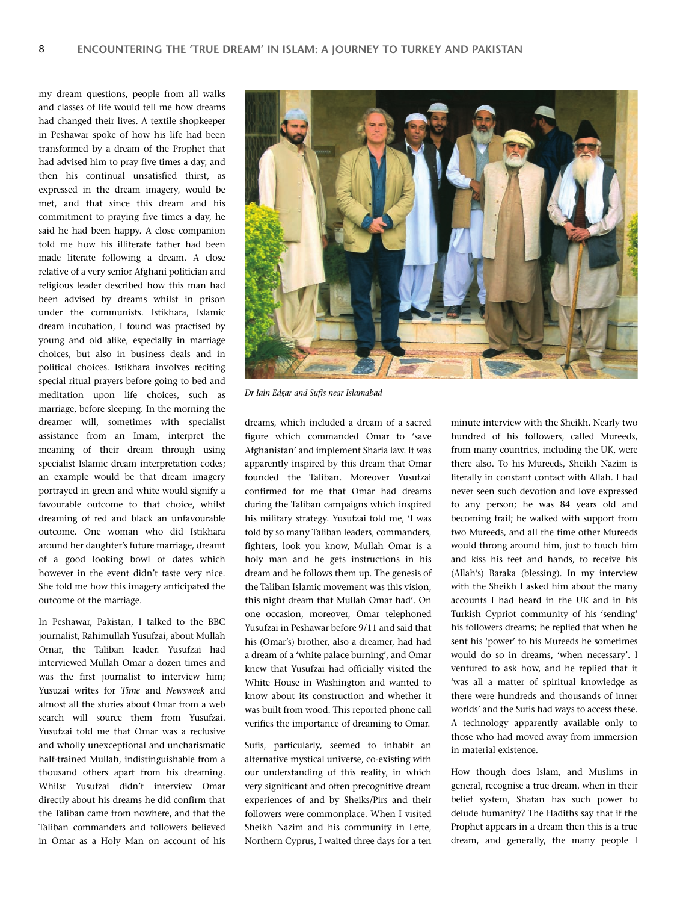my dream questions, people from all walks and classes of life would tell me how dreams had changed their lives. A textile shopkeeper in Peshawar spoke of how his life had been transformed by a dream of the Prophet that had advised him to pray five times a day, and then his continual unsatisfied thirst, as expressed in the dream imagery, would be met, and that since this dream and his commitment to praying five times a day, he said he had been happy. A close companion told me how his illiterate father had been made literate following a dream. A close relative of a very senior Afghani politician and religious leader described how this man had been advised by dreams whilst in prison under the communists. Istikhara, Islamic dream incubation, I found was practised by young and old alike, especially in marriage choices, but also in business deals and in political choices. Istikhara involves reciting special ritual prayers before going to bed and meditation upon life choices, such as marriage, before sleeping. In the morning the dreamer will, sometimes with specialist assistance from an Imam, interpret the meaning of their dream through using specialist Islamic dream interpretation codes; an example would be that dream imagery portrayed in green and white would signify a favourable outcome to that choice, whilst dreaming of red and black an unfavourable outcome. One woman who did Istikhara around her daughter's future marriage, dreamt of a good looking bowl of dates which however in the event didn't taste very nice. She told me how this imagery anticipated the outcome of the marriage.

In Peshawar, Pakistan, I talked to the BBC journalist, Rahimullah Yusufzai, about Mullah Omar, the Taliban leader. Yusufzai had interviewed Mullah Omar a dozen times and was the first journalist to interview him; Yusuzai writes for *Time* and *Newsweek* and almost all the stories about Omar from a web search will source them from Yusufzai. Yusufzai told me that Omar was a reclusive and wholly unexceptional and uncharismatic half-trained Mullah, indistinguishable from a thousand others apart from his dreaming. Whilst Yusufzai didn't interview Omar directly about his dreams he did confirm that the Taliban came from nowhere, and that the Taliban commanders and followers believed in Omar as a Holy Man on account of his dreams, which included a dream of a sacred figure which commanded Omar to 'save Afghanistan' and implement Sharia law. It was apparently inspired by this dream that Omar founded the Taliban. Moreover Yusufzai confirmed for me that Omar had dreams during the Taliban campaigns which inspired his military strategy. Yusufzai told me, 'I was told by so many Taliban leaders, commanders, fighters, look you know, Mullah Omar is a holy man and he gets instructions in his dream and he follows them up. The genesis of the Taliban Islamic movement was this vision, this night dream that Mullah Omar had'. On one occasion, moreover, Omar telephoned Yusufzai in Peshawar before 9/11 and said that his (Omar's) brother, also a dreamer, had had a dream of a 'white palace burning', and Omar knew that Yusufzai had officially visited the White House in Washington and wanted to know about its construction and whether it was built from wood. This reported phone call verifies the importance of dreaming to Omar.

*Dr Iain Edgar and Sufis near Islamabad*

Sufis, particularly, seemed to inhabit an alternative mystical universe, co-existing with our understanding of this reality, in which very significant and often precognitive dream experiences of and by Sheiks/Pirs and their followers were commonplace. When I visited Sheikh Nazim and his community in Lefte, Northern Cyprus, I waited three days for a ten minute interview with the Sheikh. Nearly two hundred of his followers, called Mureeds, from many countries, including the UK, were there also. To his Mureeds, Sheikh Nazim is literally in constant contact with Allah. I had never seen such devotion and love expressed to any person; he was 84 years old and becoming frail; he walked with support from two Mureeds, and all the time other Mureeds would throng around him, just to touch him and kiss his feet and hands, to receive his (Allah's) Baraka (blessing). In my interview with the Sheikh I asked him about the many accounts I had heard in the UK and in his Turkish Cypriot community of his 'sending' his followers dreams; he replied that when he sent his 'power' to his Mureeds he sometimes would do so in dreams, 'when necessary'. I ventured to ask how, and he replied that it 'was all a matter of spiritual knowledge as there were hundreds and thousands of inner worlds' and the Sufis had ways to access these. A technology apparently available only to those who had moved away from immersion in material existence.

How though does Islam, and Muslims in general, recognise a true dream, when in their belief system, Shatan has such power to delude humanity? The Hadiths say that if the Prophet appears in a dream then this is a true dream, and generally, the many people I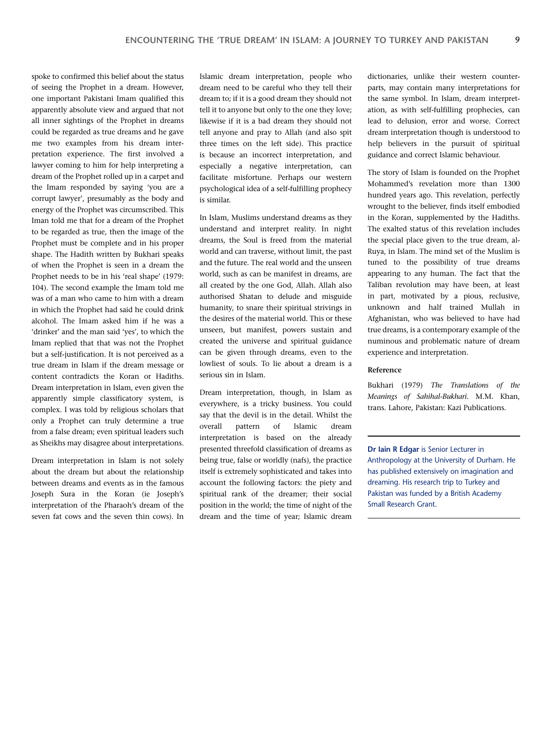spoke to confirmed this belief about the status of seeing the Prophet in a dream. However, one important Pakistani Imam qualified this apparently absolute view and argued that not all inner sightings of the Prophet in dreams could be regarded as true dreams and he gave me two examples from his dream interpretation experience. The first involved a lawyer coming to him for help interpreting a dream of the Prophet rolled up in a carpet and the Imam responded by saying 'you are a corrupt lawyer', presumably as the body and energy of the Prophet was circumscribed. This Iman told me that for a dream of the Prophet to be regarded as true, then the image of the Prophet must be complete and in his proper shape. The Hadith written by Bukhari speaks of when the Prophet is seen in a dream the Prophet needs to be in his 'real shape' (1979: 104). The second example the Imam told me was of a man who came to him with a dream in which the Prophet had said he could drink alcohol. The Imam asked him if he was a 'drinker' and the man said 'yes', to which the Imam replied that that was not the Prophet but a self-justification. It is not perceived as a true dream in Islam if the dream message or content contradicts the Koran or Hadiths. Dream interpretation in Islam, even given the apparently simple classificatory system, is complex. I was told by religious scholars that only a Prophet can truly determine a true from a false dream; even spiritual leaders such as Sheikhs may disagree about interpretations.

Dream interpretation in Islam is not solely about the dream but about the relationship between dreams and events as in the famous Joseph Sura in the Koran (ie Joseph's interpretation of the Pharaoh's dream of the seven fat cows and the seven thin cows). In Islamic dream interpretation, people who dream need to be careful who they tell their dream to; if it is a good dream they should not tell it to anyone but only to the one they love; likewise if it is a bad dream they should not tell anyone and pray to Allah (and also spit three times on the left side). This practice is because an incorrect interpretation, and especially a negative interpretation, can facilitate misfortune. Perhaps our western psychological idea of a self-fulfilling prophecy is similar.

In Islam, Muslims understand dreams as they understand and interpret reality. In night dreams, the Soul is freed from the material world and can traverse, without limit, the past and the future. The real world and the unseen world, such as can be manifest in dreams, are all created by the one God, Allah. Allah also authorised Shatan to delude and misguide humanity, to snare their spiritual strivings in the desires of the material world. This or these unseen, but manifest, powers sustain and created the universe and spiritual guidance can be given through dreams, even to the lowliest of souls. To lie about a dream is a serious sin in Islam.

Dream interpretation, though, in Islam as everywhere, is a tricky business. You could say that the devil is in the detail. Whilst the overall pattern of Islamic dream interpretation is based on the already presented threefold classification of dreams as being true, false or worldly (nafs), the practice itself is extremely sophisticated and takes into account the following factors: the piety and spiritual rank of the dreamer; their social position in the world; the time of night of the dream and the time of year; Islamic dream dictionaries, unlike their western counterparts, may contain many interpretations for the same symbol. In Islam, dream interpretation, as with self-fulfilling prophecies, can lead to delusion, error and worse. Correct dream interpretation though is understood to help believers in the pursuit of spiritual guidance and correct Islamic behaviour.

The story of Islam is founded on the Prophet Mohammed's revelation more than 1300 hundred years ago. This revelation, perfectly wrought to the believer, finds itself embodied in the Koran, supplemented by the Hadiths. The exalted status of this revelation includes the special place given to the true dream, al-Ruya, in Islam. The mind set of the Muslim is tuned to the possibility of true dreams appearing to any human. The fact that the Taliban revolution may have been, at least in part, motivated by a pious, reclusive, unknown and half trained Mullah in Afghanistan, who was believed to have had true dreams, is a contemporary example of the numinous and problematic nature of dream experience and interpretation.

### Reference

Bukhari (1979) *The Translations of the Meanings of Sahihal-Bukhari*. M.M. Khan, trans. Lahore, Pakistan: Kazi Publications.

---

**Dr Iain R Edgar** is Senior Lecturer in Anthropology at the University of Durham. He has published extensively on imagination and dreaming. His research trip to Turkey and Pakistan was funded by a British Academy Small Research Grant.

---